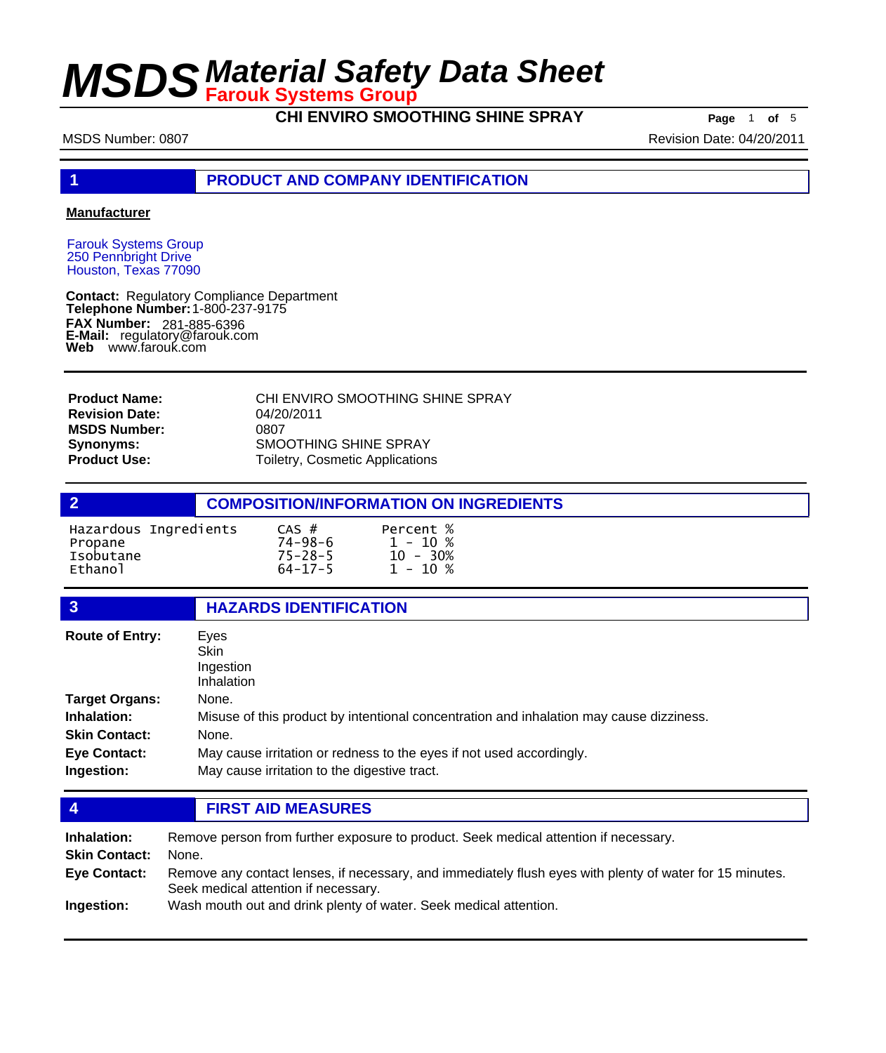# MSDS Material Safety Data Sheet

**Farouk Systems Group**

**CHI ENVIRO SMOOTHING SHINE SPRAY**

MSDS Number: 0807

Revision Date: 04/20/2011

## 1 PRODUCT AND COMPANY IDENTIFICATION

**Manufacturer**

Farouk Systems Group
250 Pennbright Drive
Houston, Texas 77090

**Contact:** Regulatory Compliance Department
**Telephone Number:** 1-800-237-9175
**FAX Number:** 281-885-6396
**E-Mail:** regulatory@farouk.com
**Web** www.farouk.com

| | |
|---|---|
| **Product Name:** | CHI ENVIRO SMOOTHING SHINE SPRAY |
| **Revision Date:** | 04/20/2011 |
| **MSDS Number:** | 0807 |
| **Synonyms:** | SMOOTHING SHINE SPRAY |
| **Product Use:** | Toiletry, Cosmetic Applications |

## 2 COMPOSITION/INFORMATION ON INGREDIENTS

| Hazardous Ingredients | CAS # | Percent % |
|---|---|---|
| Propane | 74-98-6 | 1 - 10 % |
| Isobutane | 75-28-5 | 10 - 30% |
| Ethanol | 64-17-5 | 1 - 10 % |

## 3 HAZARDS IDENTIFICATION

**Route of Entry:** Eyes
Skin
Ingestion
Inhalation

**Target Organs:** None.

**Inhalation:** Misuse of this product by intentional concentration and inhalation may cause dizziness.

**Skin Contact:** None.

**Eye Contact:** May cause irritation or redness to the eyes if not used accordingly.

**Ingestion:** May cause irritation to the digestive tract.

## 4 FIRST AID MEASURES

**Inhalation:** Remove person from further exposure to product. Seek medical attention if necessary.

**Skin Contact:** None.

**Eye Contact:** Remove any contact lenses, if necessary, and immediately flush eyes with plenty of water for 15 minutes. Seek medical attention if necessary.

**Ingestion:** Wash mouth out and drink plenty of water. Seek medical attention.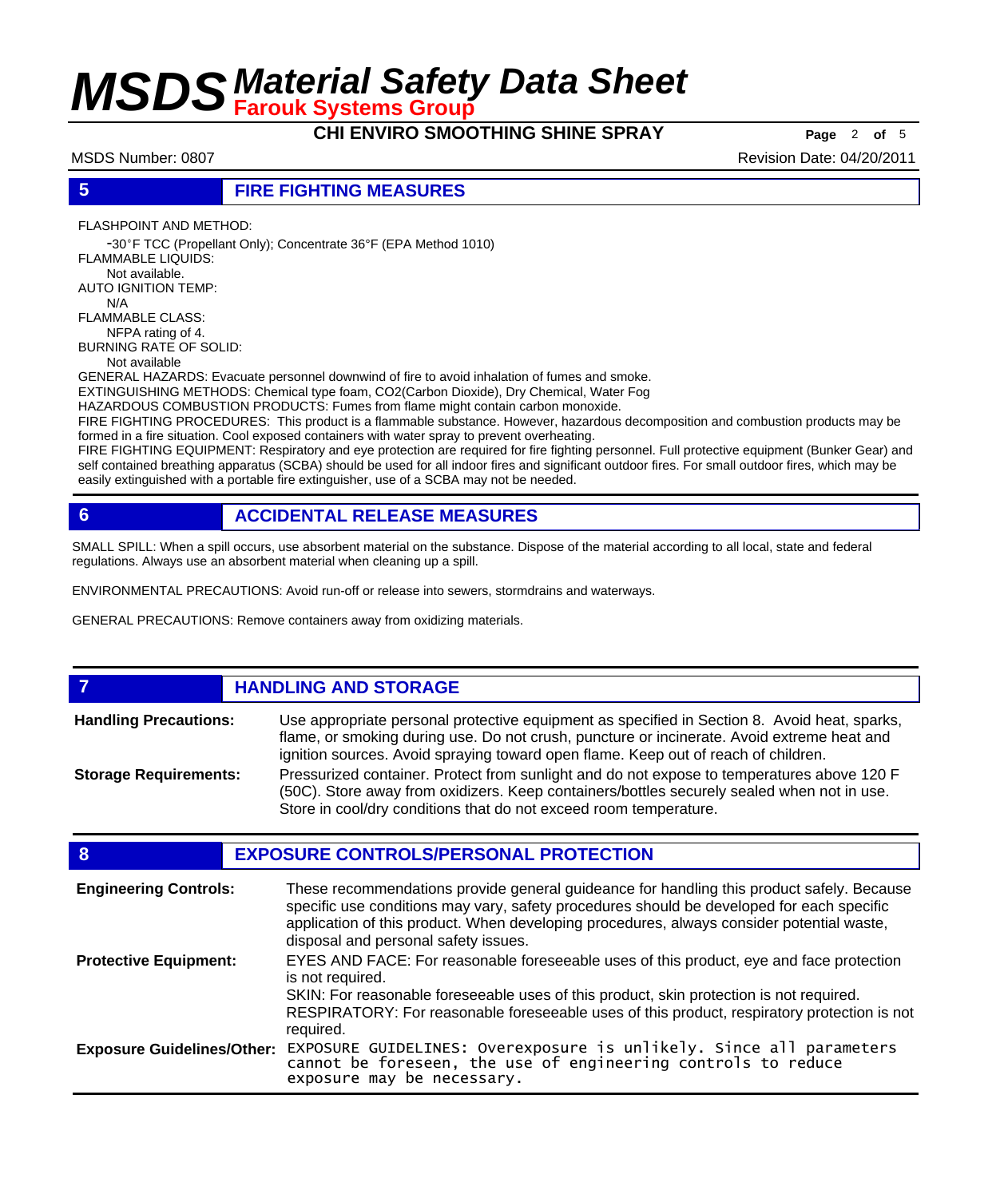## 5 FIRE FIGHTING MEASURES

FLASHPOINT AND METHOD:
-30°F TCC (Propellant Only); Concentrate 36°F (EPA Method 1010)

FLAMMABLE LIQUIDS:
Not available.

AUTO IGNITION TEMP:
N/A

FLAMMABLE CLASS:
NFPA rating of 4.

BURNING RATE OF SOLID:
Not available

GENERAL HAZARDS: Evacuate personnel downwind of fire to avoid inhalation of fumes and smoke.

EXTINGUISHING METHODS: Chemical type foam, CO2(Carbon Dioxide), Dry Chemical, Water Fog

HAZARDOUS COMBUSTION PRODUCTS: Fumes from flame might contain carbon monoxide.

FIRE FIGHTING PROCEDURES: This product is a flammable substance. However, hazardous decomposition and combustion products may be formed in a fire situation. Cool exposed containers with water spray to prevent overheating.

FIRE FIGHTING EQUIPMENT: Respiratory and eye protection are required for fire fighting personnel. Full protective equipment (Bunker Gear) and self contained breathing apparatus (SCBA) should be used for all indoor fires and significant outdoor fires. For small outdoor fires, which may be easily extinguished with a portable fire extinguisher, use of a SCBA may not be needed.

## 6 ACCIDENTAL RELEASE MEASURES

SMALL SPILL: When a spill occurs, use absorbent material on the substance. Dispose of the material according to all local, state and federal regulations. Always use an absorbent material when cleaning up a spill.

ENVIRONMENTAL PRECAUTIONS: Avoid run-off or release into sewers, stormdrains and waterways.

GENERAL PRECAUTIONS: Remove containers away from oxidizing materials.

## 7 HANDLING AND STORAGE

**Handling Precautions:** Use appropriate personal protective equipment as specified in Section 8. Avoid heat, sparks, flame, or smoking during use. Do not crush, puncture or incinerate. Avoid extreme heat and ignition sources. Avoid spraying toward open flame. Keep out of reach of children.

**Storage Requirements:** Pressurized container. Protect from sunlight and do not expose to temperatures above 120 F (50C). Store away from oxidizers. Keep containers/bottles securely sealed when not in use. Store in cool/dry conditions that do not exceed room temperature.

## 8 EXPOSURE CONTROLS/PERSONAL PROTECTION

**Engineering Controls:** These recommendations provide general guideance for handling this product safely. Because specific use conditions may vary, safety procedures should be developed for each specific application of this product. When developing procedures, always consider potential waste, disposal and personal safety issues.

**Protective Equipment:** EYES AND FACE: For reasonable foreseeable uses of this product, eye and face protection is not required.
SKIN: For reasonable foreseeable uses of this product, skin protection is not required.
RESPIRATORY: For reasonable foreseeable uses of this product, respiratory protection is not required.

**Exposure Guidelines/Other:** EXPOSURE GUIDELINES: Overexposure is unlikely. Since all parameters cannot be foreseen, the use of engineering controls to reduce exposure may be necessary.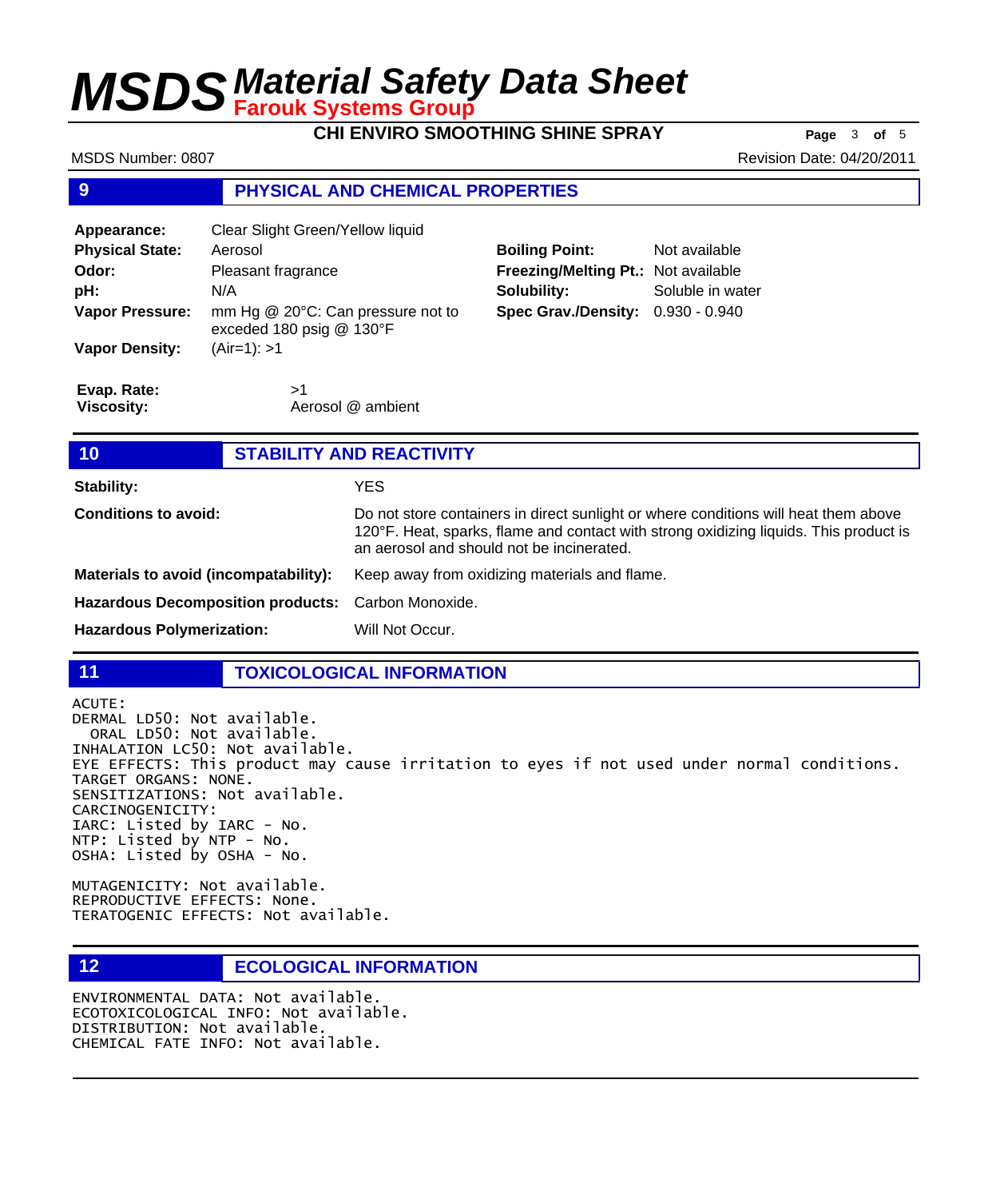## 9 PHYSICAL AND CHEMICAL PROPERTIES

| | | | |
|---|---|---|---|
| **Appearance:** | Clear Slight Green/Yellow liquid | | |
| **Physical State:** | Aerosol | **Boiling Point:** | Not available |
| **Odor:** | Pleasant fragrance | **Freezing/Melting Pt.:** | Not available |
| **pH:** | N/A | **Solubility:** | Soluble in water |
| **Vapor Pressure:** | mm Hg @ 20°C: Can pressure not to exceded 180 psig @ 130°F | **Spec Grav./Density:** | 0.930 - 0.940 |
| **Vapor Density:** | (Air=1): >1 | | |

**Evap. Rate:** >1
**Viscosity:** Aerosol @ ambient

## 10 STABILITY AND REACTIVITY

**Stability:** YES

**Conditions to avoid:** Do not store containers in direct sunlight or where conditions will heat them above 120°F. Heat, sparks, flame and contact with strong oxidizing liquids. This product is an aerosol and should not be incinerated.

**Materials to avoid (incompatability):** Keep away from oxidizing materials and flame.

**Hazardous Decomposition products:** Carbon Monoxide.

**Hazardous Polymerization:** Will Not Occur.

## 11 TOXICOLOGICAL INFORMATION

ACUTE:
DERMAL LD50: Not available.
ORAL LD50: Not available.
INHALATION LC50: Not available.
EYE EFFECTS: This product may cause irritation to eyes if not used under normal conditions.
TARGET ORGANS: NONE.
SENSITIZATIONS: Not available.
CARCINOGENICITY:
IARC: Listed by IARC - No.
NTP: Listed by NTP - No.
OSHA: Listed by OSHA - No.

MUTAGENICITY: Not available.
REPRODUCTIVE EFFECTS: None.
TERATOGENIC EFFECTS: Not available.

## 12 ECOLOGICAL INFORMATION

ENVIRONMENTAL DATA: Not available.
ECOTOXICOLOGICAL INFO: Not available.
DISTRIBUTION: Not available.
CHEMICAL FATE INFO: Not available.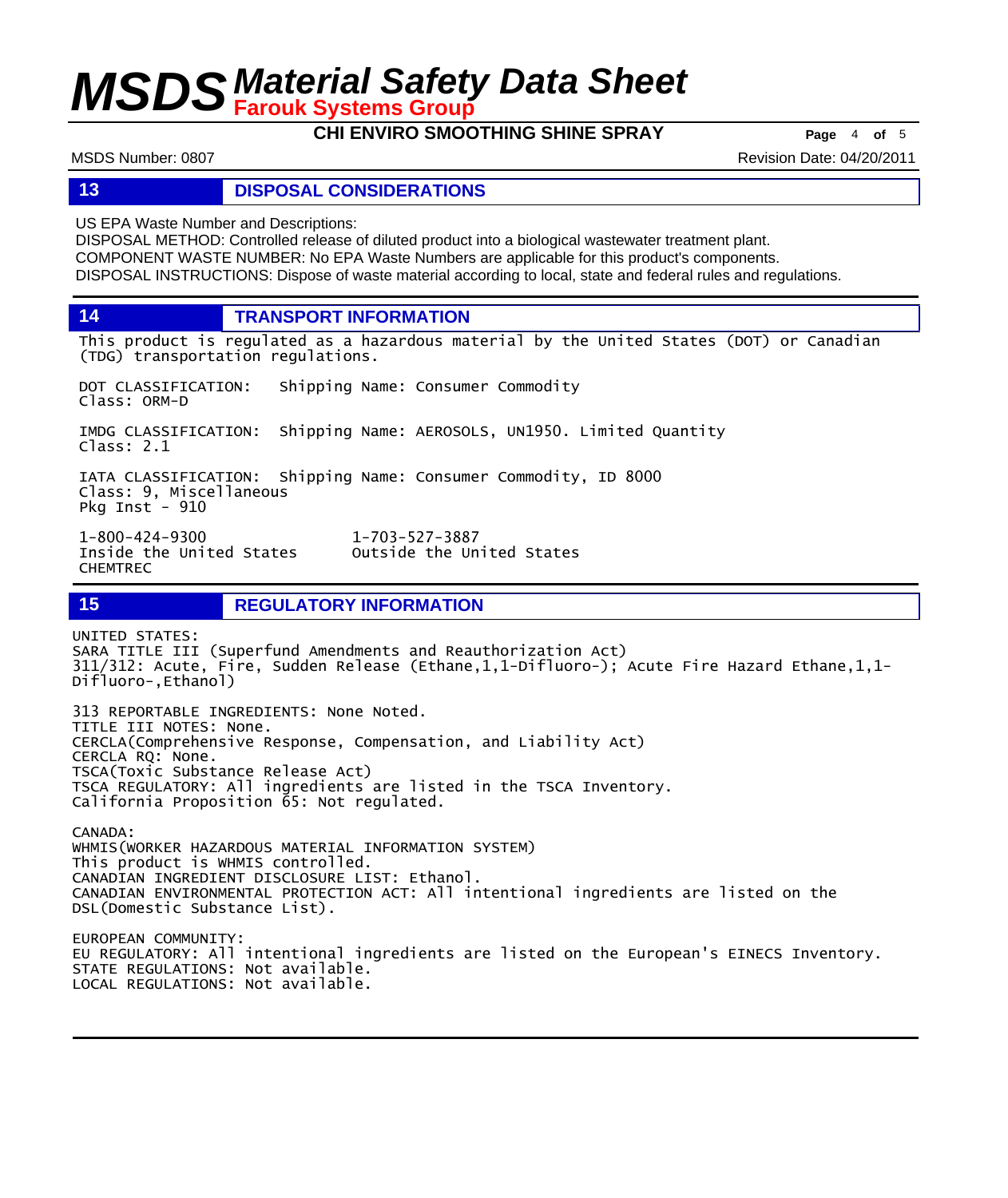## 13 DISPOSAL CONSIDERATIONS

US EPA Waste Number and Descriptions:
DISPOSAL METHOD: Controlled release of diluted product into a biological wastewater treatment plant.
COMPONENT WASTE NUMBER: No EPA Waste Numbers are applicable for this product's components.
DISPOSAL INSTRUCTIONS: Dispose of waste material according to local, state and federal rules and regulations.

## 14 TRANSPORT INFORMATION

This product is regulated as a hazardous material by the United States (DOT) or Canadian (TDG) transportation regulations.

DOT CLASSIFICATION: Shipping Name: Consumer Commodity
Class: ORM-D

IMDG CLASSIFICATION: Shipping Name: AEROSOLS, UN1950. Limited Quantity
Class: 2.1

IATA CLASSIFICATION: Shipping Name: Consumer Commodity, ID 8000
Class: 9, Miscellaneous
Pkg Inst - 910

1-800-424-9300 Inside the United States
1-703-527-3887 Outside the United States
CHEMTREC

## 15 REGULATORY INFORMATION

UNITED STATES:
SARA TITLE III (Superfund Amendments and Reauthorization Act)
311/312: Acute, Fire, Sudden Release (Ethane,1,1-Difluoro-); Acute Fire Hazard Ethane,1,1-Difluoro-,Ethanol)

313 REPORTABLE INGREDIENTS: None Noted.
TITLE III NOTES: None.
CERCLA(Comprehensive Response, Compensation, and Liability Act)
CERCLA RQ: None.
TSCA(Toxic Substance Release Act)
TSCA REGULATORY: All ingredients are listed in the TSCA Inventory.
California Proposition 65: Not regulated.

CANADA:
WHMIS(WORKER HAZARDOUS MATERIAL INFORMATION SYSTEM)
This product is WHMIS controlled.
CANADIAN INGREDIENT DISCLOSURE LIST: Ethanol.
CANADIAN ENVIRONMENTAL PROTECTION ACT: All intentional ingredients are listed on the DSL(Domestic Substance List).

EUROPEAN COMMUNITY:
EU REGULATORY: All intentional ingredients are listed on the European's EINECS Inventory.
STATE REGULATIONS: Not available.
LOCAL REGULATIONS: Not available.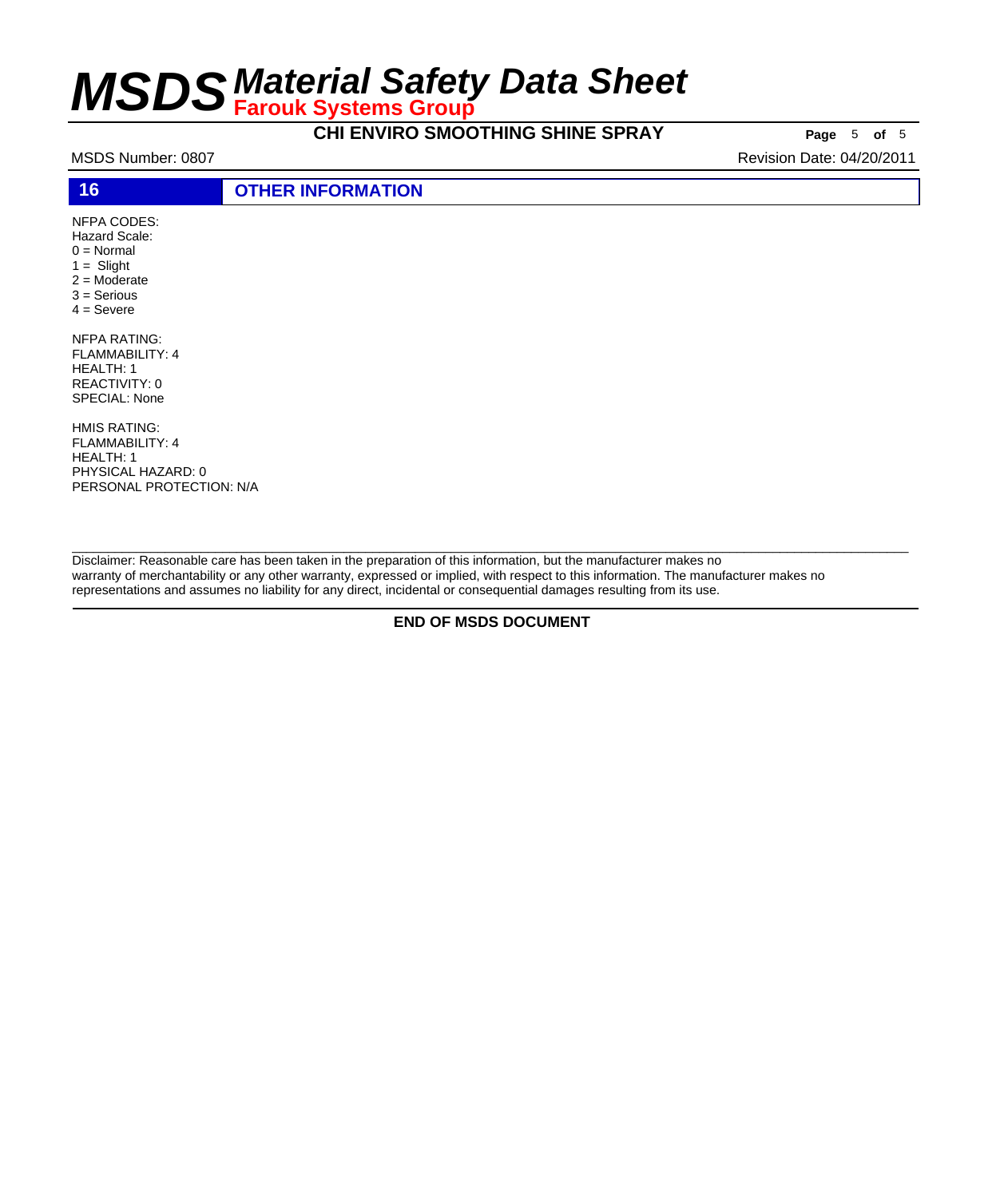## 16 OTHER INFORMATION

NFPA CODES:
Hazard Scale:
0 = Normal
1 = Slight
2 = Moderate
3 = Serious
4 = Severe

NFPA RATING:
FLAMMABILITY: 4
HEALTH: 1
REACTIVITY: 0
SPECIAL: None

HMIS RATING:
FLAMMABILITY: 4
HEALTH: 1
PHYSICAL HAZARD: 0
PERSONAL PROTECTION: N/A

---

Disclaimer: Reasonable care has been taken in the preparation of this information, but the manufacturer makes no warranty of merchantability or any other warranty, expressed or implied, with respect to this information. The manufacturer makes no representations and assumes no liability for any direct, incidental or consequential damages resulting from its use.

---

**END OF MSDS DOCUMENT**